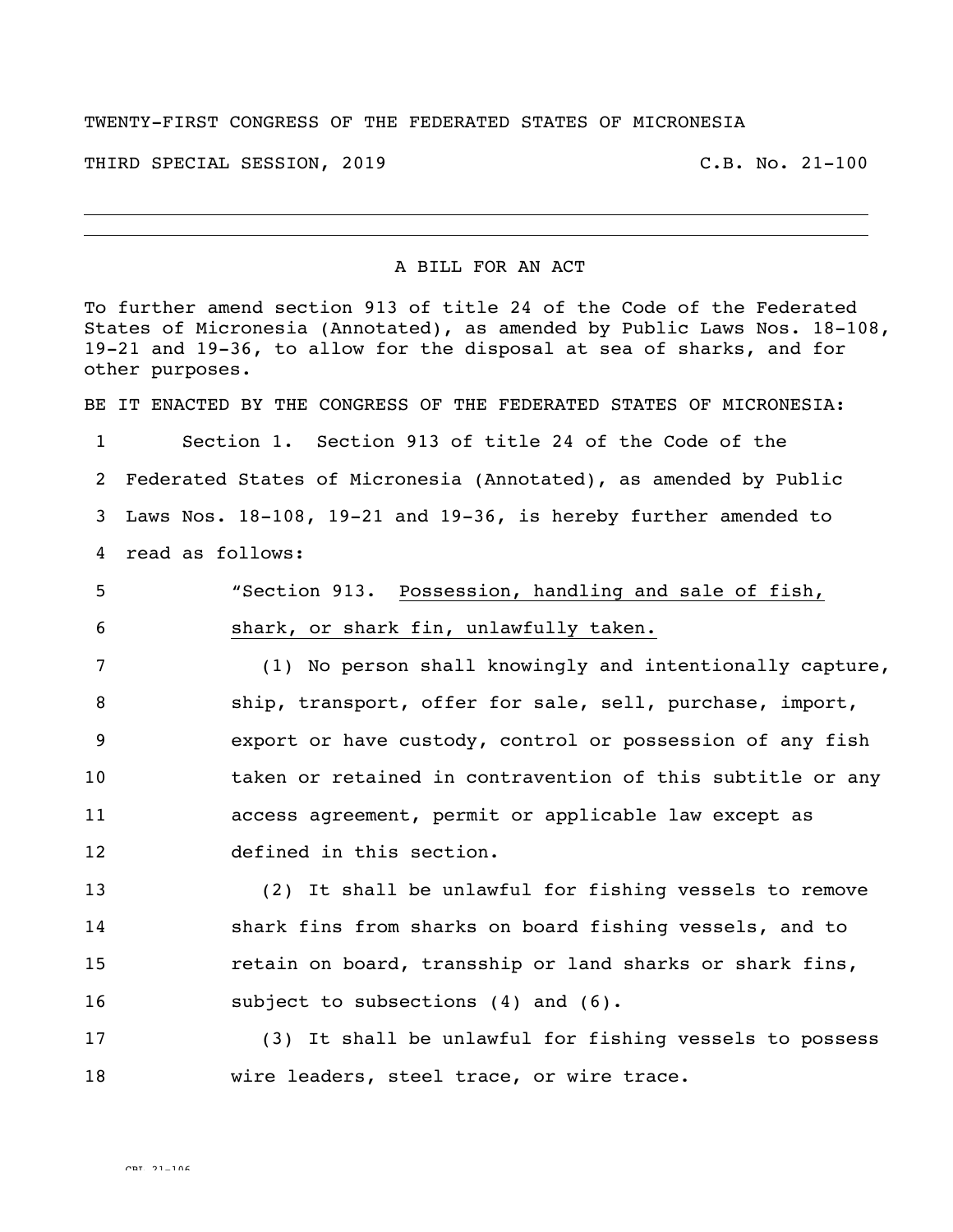TWENTY-FIRST CONGRESS OF THE FEDERATED STATES OF MICRONESIA

THIRD SPECIAL SESSION, 2019 C.B. No. 21-100

---

A BILL FOR AN ACT

To further amend section 913 of title 24 of the Code of the Federated States of Micronesia (Annotated), as amended by Public Laws Nos. 18-108, 19-21 and 19-36, to allow for the disposal at sea of sharks, and for other purposes.

BE IT ENACTED BY THE CONGRESS OF THE FEDERATED STATES OF MICRONESIA:

1 Section 1. Section 913 of title 24 of the Code of the
2 Federated States of Micronesia (Annotated), as amended by Public
3 Laws Nos. 18-108, 19-21 and 19-36, is hereby further amended to
4 read as follows:

5 "Section 913. Possession, handling and sale of fish,
6 shark, or shark fin, unlawfully taken.

7 (1) No person shall knowingly and intentionally capture,
8 ship, transport, offer for sale, sell, purchase, import,
9 export or have custody, control or possession of any fish
10 taken or retained in contravention of this subtitle or any
11 access agreement, permit or applicable law except as
12 defined in this section.

13 (2) It shall be unlawful for fishing vessels to remove
14 shark fins from sharks on board fishing vessels, and to
15 retain on board, transship or land sharks or shark fins,
16 subject to subsections (4) and (6).

17 (3) It shall be unlawful for fishing vessels to possess
18 wire leaders, steel trace, or wire trace.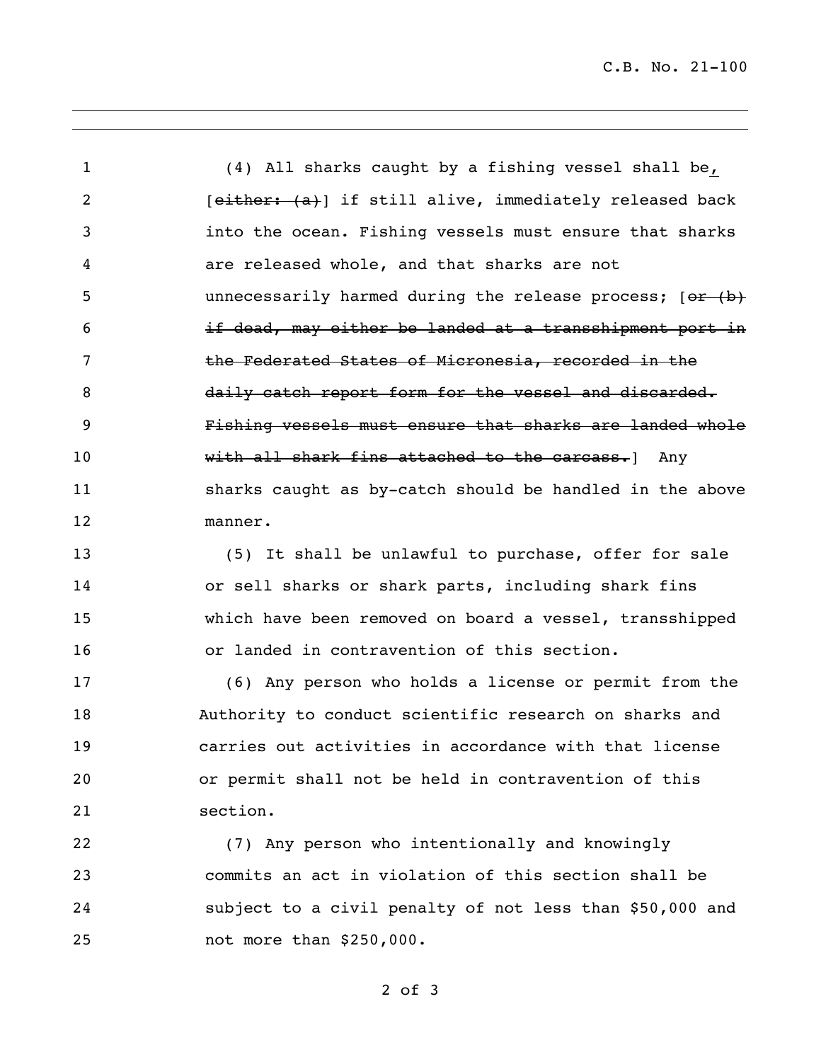(4) All sharks caught by a fishing vessel shall be<u>,</u> [~~either: (a)~~] if still alive, immediately released back into the ocean. Fishing vessels must ensure that sharks are released whole, and that sharks are not unnecessarily harmed during the release process; [~~or (b) if dead, may either be landed at a transshipment port in the Federated States of Micronesia, recorded in the daily catch report form for the vessel and discarded. Fishing vessels must ensure that sharks are landed whole with all shark fins attached to the carcass.~~] Any sharks caught as by-catch should be handled in the above manner.

(5) It shall be unlawful to purchase, offer for sale or sell sharks or shark parts, including shark fins which have been removed on board a vessel, transshipped or landed in contravention of this section.

(6) Any person who holds a license or permit from the Authority to conduct scientific research on sharks and carries out activities in accordance with that license or permit shall not be held in contravention of this section.

(7) Any person who intentionally and knowingly commits an act in violation of this section shall be subject to a civil penalty of not less than $50,000 and not more than $250,000.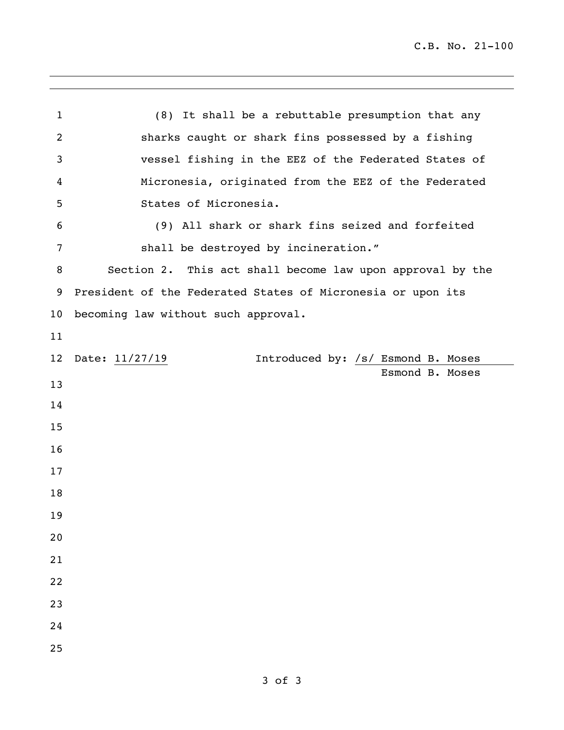(8) It shall be a rebuttable presumption that any sharks caught or shark fins possessed by a fishing vessel fishing in the EEZ of the Federated States of Micronesia, originated from the EEZ of the Federated States of Micronesia.

(9) All shark or shark fins seized and forfeited shall be destroyed by incineration."

Section 2. This act shall become law upon approval by the President of the Federated States of Micronesia or upon its becoming law without such approval.

Date: 11/27/19

Introduced by: /s/ Esmond B. Moses

Esmond B. Moses